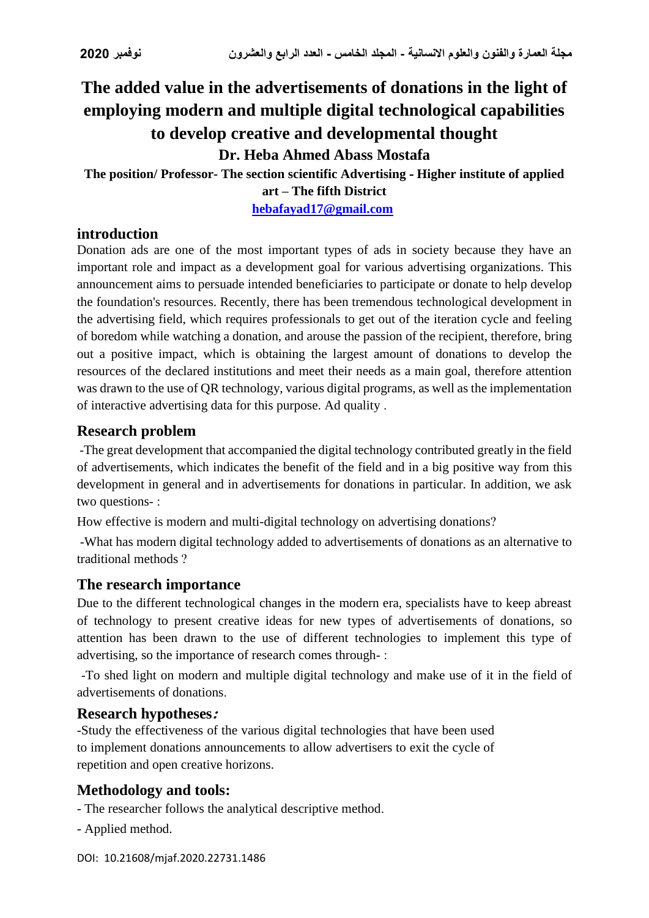# The added value in the advertisements of donations in the light of employing modern and multiple digital technological capabilities to develop creative and developmental thought

## Dr. Heba Ahmed Abass Mostafa

**The position/ Professor- The section scientific Advertising - Higher institute of applied art – The fifth District**

**hebafayad17@gmail.com**

## introduction

Donation ads are one of the most important types of ads in society because they have an important role and impact as a development goal for various advertising organizations. This announcement aims to persuade intended beneficiaries to participate or donate to help develop the foundation's resources. Recently, there has been tremendous technological development in the advertising field, which requires professionals to get out of the iteration cycle and feeling of boredom while watching a donation, and arouse the passion of the recipient, therefore, bring out a positive impact, which is obtaining the largest amount of donations to develop the resources of the declared institutions and meet their needs as a main goal, therefore attention was drawn to the use of QR technology, various digital programs, as well as the implementation of interactive advertising data for this purpose. Ad quality .

## Research problem

-The great development that accompanied the digital technology contributed greatly in the field of advertisements, which indicates the benefit of the field and in a big positive way from this development in general and in advertisements for donations in particular. In addition, we ask two questions- :

How effective is modern and multi-digital technology on advertising donations?

-What has modern digital technology added to advertisements of donations as an alternative to traditional methods ?

## The research importance

Due to the different technological changes in the modern era, specialists have to keep abreast of technology to present creative ideas for new types of advertisements of donations, so attention has been drawn to the use of different technologies to implement this type of advertising, so the importance of research comes through- :

-To shed light on modern and multiple digital technology and make use of it in the field of advertisements of donations.

## Research hypotheses:

-Study the effectiveness of the various digital technologies that have been used to implement donations announcements to allow advertisers to exit the cycle of repetition and open creative horizons.

## Methodology and tools:

- The researcher follows the analytical descriptive method.
- Applied method.

DOI: 10.21608/mjaf.2020.22731.1486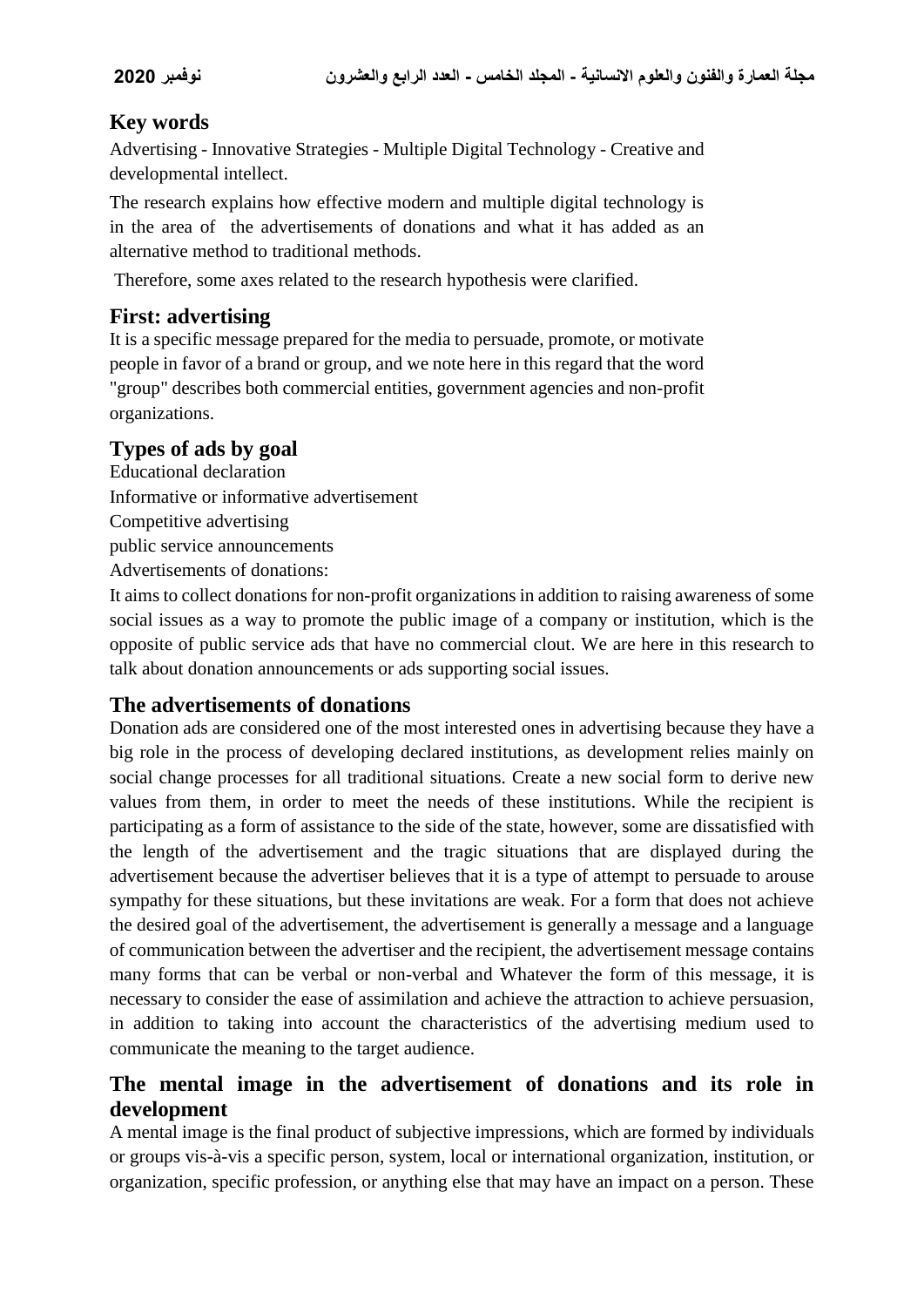## Key words

Advertising - Innovative Strategies - Multiple Digital Technology - Creative and developmental intellect.

The research explains how effective modern and multiple digital technology is in the area of the advertisements of donations and what it has added as an alternative method to traditional methods.

Therefore, some axes related to the research hypothesis were clarified.

## First: advertising

It is a specific message prepared for the media to persuade, promote, or motivate people in favor of a brand or group, and we note here in this regard that the word "group" describes both commercial entities, government agencies and non-profit organizations.

## Types of ads by goal

Educational declaration

Informative or informative advertisement

Competitive advertising

public service announcements

Advertisements of donations:

It aims to collect donations for non-profit organizations in addition to raising awareness of some social issues as a way to promote the public image of a company or institution, which is the opposite of public service ads that have no commercial clout. We are here in this research to talk about donation announcements or ads supporting social issues.

## The advertisements of donations

Donation ads are considered one of the most interested ones in advertising because they have a big role in the process of developing declared institutions, as development relies mainly on social change processes for all traditional situations. Create a new social form to derive new values from them, in order to meet the needs of these institutions. While the recipient is participating as a form of assistance to the side of the state, however, some are dissatisfied with the length of the advertisement and the tragic situations that are displayed during the advertisement because the advertiser believes that it is a type of attempt to persuade to arouse sympathy for these situations, but these invitations are weak. For a form that does not achieve the desired goal of the advertisement, the advertisement is generally a message and a language of communication between the advertiser and the recipient, the advertisement message contains many forms that can be verbal or non-verbal and Whatever the form of this message, it is necessary to consider the ease of assimilation and achieve the attraction to achieve persuasion, in addition to taking into account the characteristics of the advertising medium used to communicate the meaning to the target audience.

## The mental image in the advertisement of donations and its role in development

A mental image is the final product of subjective impressions, which are formed by individuals or groups vis-à-vis a specific person, system, local or international organization, institution, or organization, specific profession, or anything else that may have an impact on a person. These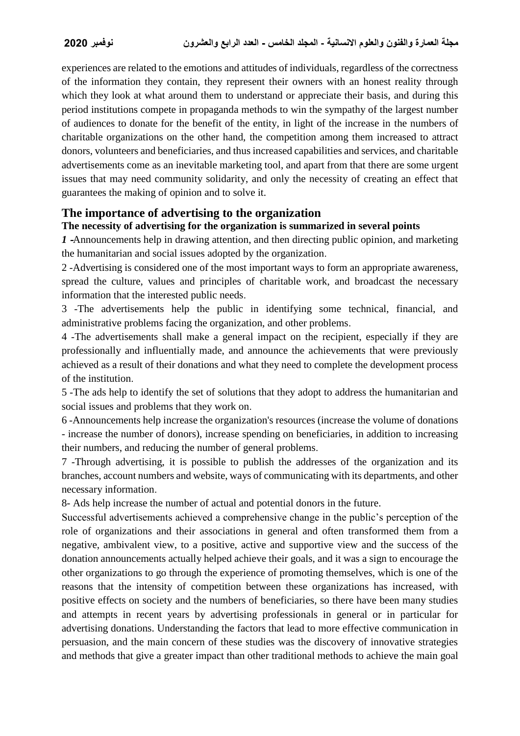experiences are related to the emotions and attitudes of individuals, regardless of the correctness of the information they contain, they represent their owners with an honest reality through which they look at what around them to understand or appreciate their basis, and during this period institutions compete in propaganda methods to win the sympathy of the largest number of audiences to donate for the benefit of the entity, in light of the increase in the numbers of charitable organizations on the other hand, the competition among them increased to attract donors, volunteers and beneficiaries, and thus increased capabilities and services, and charitable advertisements come as an inevitable marketing tool, and apart from that there are some urgent issues that may need community solidarity, and only the necessity of creating an effect that guarantees the making of opinion and to solve it.

## The importance of advertising to the organization

**The necessity of advertising for the organization is summarized in several points**

***1 -***Announcements help in drawing attention, and then directing public opinion, and marketing the humanitarian and social issues adopted by the organization.

2 -Advertising is considered one of the most important ways to form an appropriate awareness, spread the culture, values and principles of charitable work, and broadcast the necessary information that the interested public needs.

3 -The advertisements help the public in identifying some technical, financial, and administrative problems facing the organization, and other problems.

4 -The advertisements shall make a general impact on the recipient, especially if they are professionally and influentially made, and announce the achievements that were previously achieved as a result of their donations and what they need to complete the development process of the institution.

5 -The ads help to identify the set of solutions that they adopt to address the humanitarian and social issues and problems that they work on.

6 -Announcements help increase the organization's resources (increase the volume of donations - increase the number of donors), increase spending on beneficiaries, in addition to increasing their numbers, and reducing the number of general problems.

7 -Through advertising, it is possible to publish the addresses of the organization and its branches, account numbers and website, ways of communicating with its departments, and other necessary information.

8- Ads help increase the number of actual and potential donors in the future.

Successful advertisements achieved a comprehensive change in the public's perception of the role of organizations and their associations in general and often transformed them from a negative, ambivalent view, to a positive, active and supportive view and the success of the donation announcements actually helped achieve their goals, and it was a sign to encourage the other organizations to go through the experience of promoting themselves, which is one of the reasons that the intensity of competition between these organizations has increased, with positive effects on society and the numbers of beneficiaries, so there have been many studies and attempts in recent years by advertising professionals in general or in particular for advertising donations. Understanding the factors that lead to more effective communication in persuasion, and the main concern of these studies was the discovery of innovative strategies and methods that give a greater impact than other traditional methods to achieve the main goal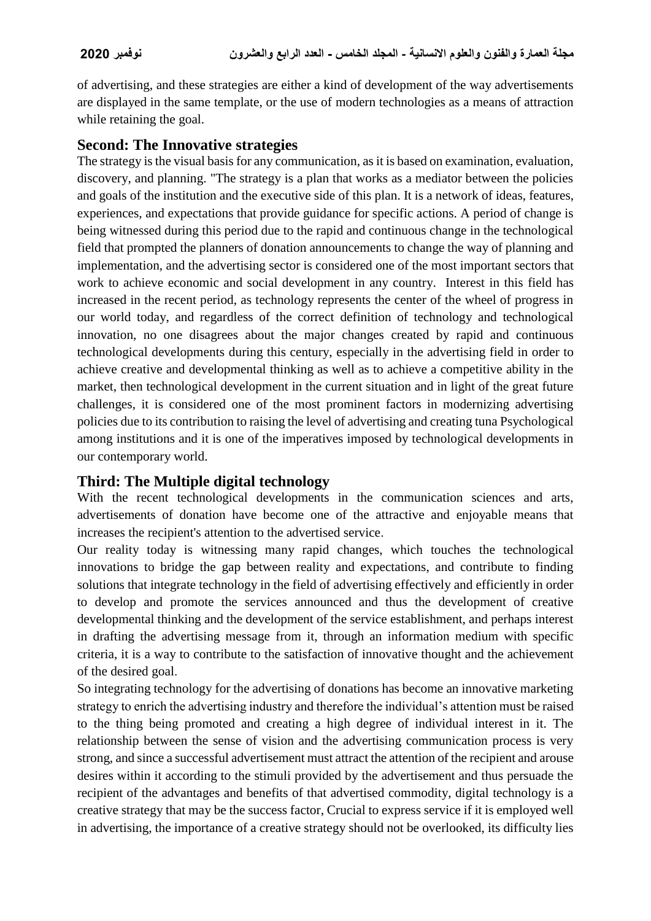of advertising, and these strategies are either a kind of development of the way advertisements are displayed in the same template, or the use of modern technologies as a means of attraction while retaining the goal.

## Second: The Innovative strategies

The strategy is the visual basis for any communication, as it is based on examination, evaluation, discovery, and planning. "The strategy is a plan that works as a mediator between the policies and goals of the institution and the executive side of this plan. It is a network of ideas, features, experiences, and expectations that provide guidance for specific actions. A period of change is being witnessed during this period due to the rapid and continuous change in the technological field that prompted the planners of donation announcements to change the way of planning and implementation, and the advertising sector is considered one of the most important sectors that work to achieve economic and social development in any country. Interest in this field has increased in the recent period, as technology represents the center of the wheel of progress in our world today, and regardless of the correct definition of technology and technological innovation, no one disagrees about the major changes created by rapid and continuous technological developments during this century, especially in the advertising field in order to achieve creative and developmental thinking as well as to achieve a competitive ability in the market, then technological development in the current situation and in light of the great future challenges, it is considered one of the most prominent factors in modernizing advertising policies due to its contribution to raising the level of advertising and creating tuna Psychological among institutions and it is one of the imperatives imposed by technological developments in our contemporary world.

## Third: The Multiple digital technology

With the recent technological developments in the communication sciences and arts, advertisements of donation have become one of the attractive and enjoyable means that increases the recipient's attention to the advertised service.

Our reality today is witnessing many rapid changes, which touches the technological innovations to bridge the gap between reality and expectations, and contribute to finding solutions that integrate technology in the field of advertising effectively and efficiently in order to develop and promote the services announced and thus the development of creative developmental thinking and the development of the service establishment, and perhaps interest in drafting the advertising message from it, through an information medium with specific criteria, it is a way to contribute to the satisfaction of innovative thought and the achievement of the desired goal.

So integrating technology for the advertising of donations has become an innovative marketing strategy to enrich the advertising industry and therefore the individual's attention must be raised to the thing being promoted and creating a high degree of individual interest in it. The relationship between the sense of vision and the advertising communication process is very strong, and since a successful advertisement must attract the attention of the recipient and arouse desires within it according to the stimuli provided by the advertisement and thus persuade the recipient of the advantages and benefits of that advertised commodity, digital technology is a creative strategy that may be the success factor, Crucial to express service if it is employed well in advertising, the importance of a creative strategy should not be overlooked, its difficulty lies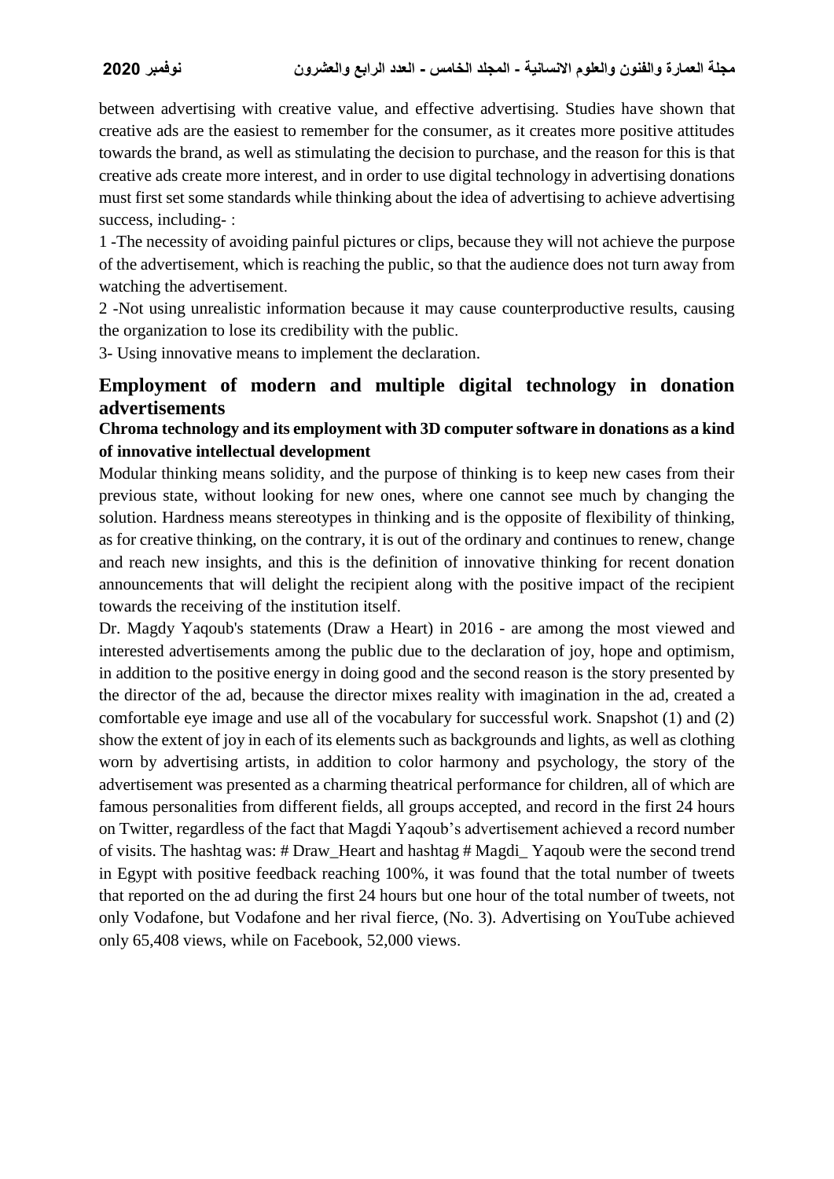between advertising with creative value, and effective advertising. Studies have shown that creative ads are the easiest to remember for the consumer, as it creates more positive attitudes towards the brand, as well as stimulating the decision to purchase, and the reason for this is that creative ads create more interest, and in order to use digital technology in advertising donations must first set some standards while thinking about the idea of advertising to achieve advertising success, including- :

1 -The necessity of avoiding painful pictures or clips, because they will not achieve the purpose of the advertisement, which is reaching the public, so that the audience does not turn away from watching the advertisement.

2 -Not using unrealistic information because it may cause counterproductive results, causing the organization to lose its credibility with the public.

3- Using innovative means to implement the declaration.

## Employment of modern and multiple digital technology in donation advertisements

### Chroma technology and its employment with 3D computer software in donations as a kind of innovative intellectual development

Modular thinking means solidity, and the purpose of thinking is to keep new cases from their previous state, without looking for new ones, where one cannot see much by changing the solution. Hardness means stereotypes in thinking and is the opposite of flexibility of thinking, as for creative thinking, on the contrary, it is out of the ordinary and continues to renew, change and reach new insights, and this is the definition of innovative thinking for recent donation announcements that will delight the recipient along with the positive impact of the recipient towards the receiving of the institution itself.

Dr. Magdy Yaqoub's statements (Draw a Heart) in 2016 - are among the most viewed and interested advertisements among the public due to the declaration of joy, hope and optimism, in addition to the positive energy in doing good and the second reason is the story presented by the director of the ad, because the director mixes reality with imagination in the ad, created a comfortable eye image and use all of the vocabulary for successful work. Snapshot (1) and (2) show the extent of joy in each of its elements such as backgrounds and lights, as well as clothing worn by advertising artists, in addition to color harmony and psychology, the story of the advertisement was presented as a charming theatrical performance for children, all of which are famous personalities from different fields, all groups accepted, and record in the first 24 hours on Twitter, regardless of the fact that Magdi Yaqoub's advertisement achieved a record number of visits. The hashtag was: # Draw_Heart and hashtag # Magdi_ Yaqoub were the second trend in Egypt with positive feedback reaching 100%, it was found that the total number of tweets that reported on the ad during the first 24 hours but one hour of the total number of tweets, not only Vodafone, but Vodafone and her rival fierce, (No. 3). Advertising on YouTube achieved only 65,408 views, while on Facebook, 52,000 views.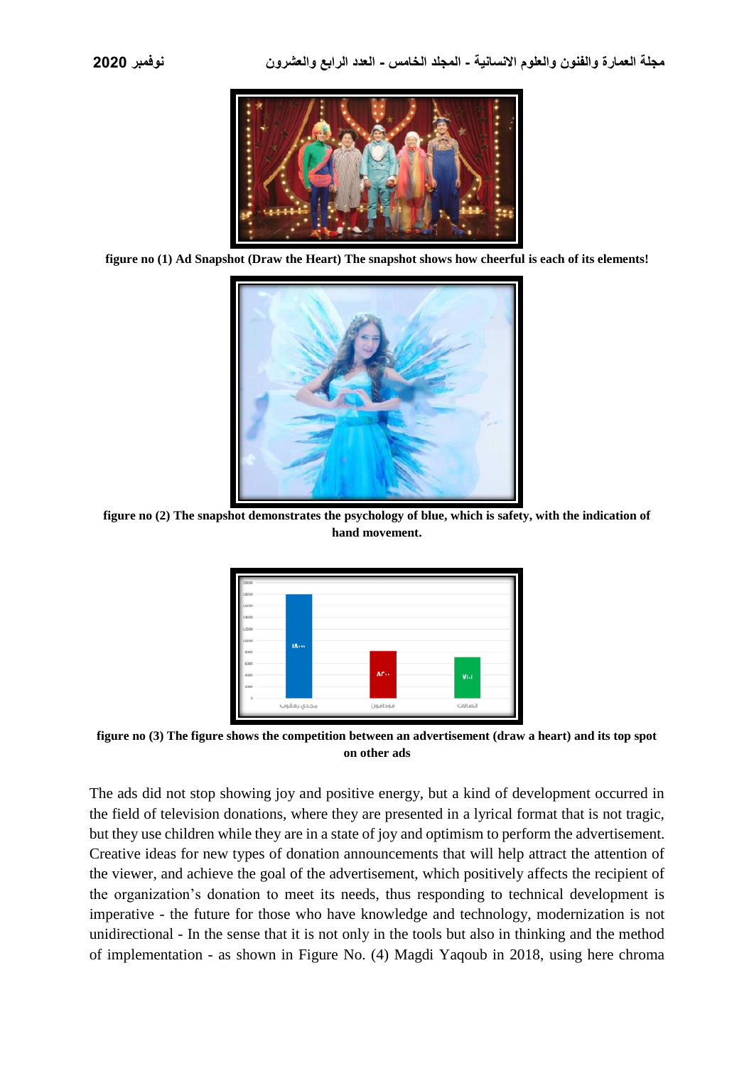figure no (1) Ad Snapshot (Draw the Heart) The snapshot shows how cheerful is each of its elements!

figure no (2) The snapshot demonstrates the psychology of blue, which is safety, with the indication of hand movement.

figure no (3) The figure shows the competition between an advertisement (draw a heart) and its top spot on other ads

The ads did not stop showing joy and positive energy, but a kind of development occurred in the field of television donations, where they are presented in a lyrical format that is not tragic, but they use children while they are in a state of joy and optimism to perform the advertisement. Creative ideas for new types of donation announcements that will help attract the attention of the viewer, and achieve the goal of the advertisement, which positively affects the recipient of the organization's donation to meet its needs, thus responding to technical development is imperative - the future for those who have knowledge and technology, modernization is not unidirectional - In the sense that it is not only in the tools but also in thinking and the method of implementation - as shown in Figure No. (4) Magdi Yaqoub in 2018, using here chroma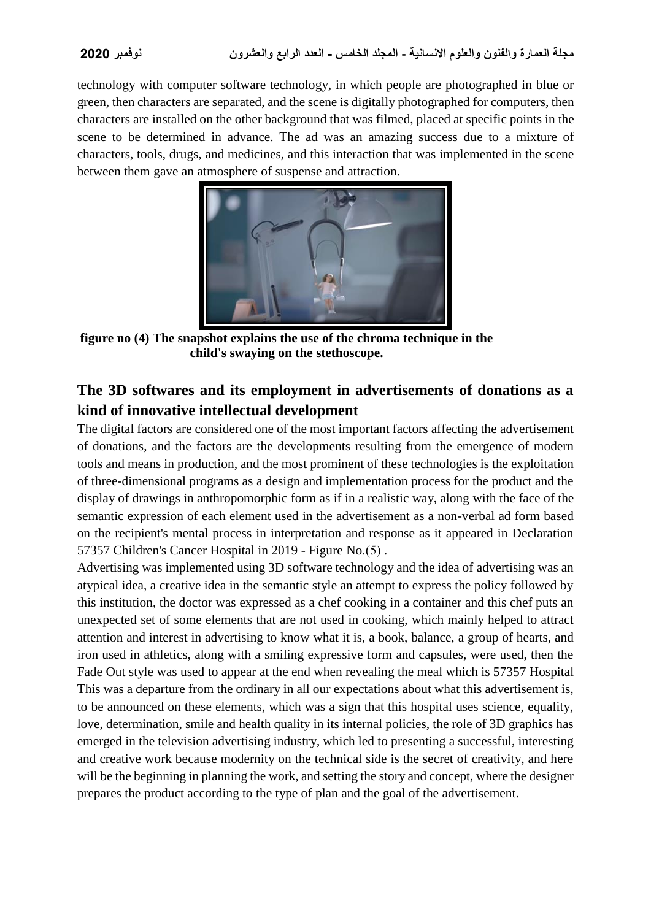technology with computer software technology, in which people are photographed in blue or green, then characters are separated, and the scene is digitally photographed for computers, then characters are installed on the other background that was filmed, placed at specific points in the scene to be determined in advance. The ad was an amazing success due to a mixture of characters, tools, drugs, and medicines, and this interaction that was implemented in the scene between them gave an atmosphere of suspense and attraction.

**figure no (4) The snapshot explains the use of the chroma technique in the child's swaying on the stethoscope.**

## The 3D softwares and its employment in advertisements of donations as a kind of innovative intellectual development

The digital factors are considered one of the most important factors affecting the advertisement of donations, and the factors are the developments resulting from the emergence of modern tools and means in production, and the most prominent of these technologies is the exploitation of three-dimensional programs as a design and implementation process for the product and the display of drawings in anthropomorphic form as if in a realistic way, along with the face of the semantic expression of each element used in the advertisement as a non-verbal ad form based on the recipient's mental process in interpretation and response as it appeared in Declaration 57357 Children's Cancer Hospital in 2019 - Figure No.(5) .

Advertising was implemented using 3D software technology and the idea of advertising was an atypical idea, a creative idea in the semantic style an attempt to express the policy followed by this institution, the doctor was expressed as a chef cooking in a container and this chef puts an unexpected set of some elements that are not used in cooking, which mainly helped to attract attention and interest in advertising to know what it is, a book, balance, a group of hearts, and iron used in athletics, along with a smiling expressive form and capsules, were used, then the Fade Out style was used to appear at the end when revealing the meal which is 57357 Hospital This was a departure from the ordinary in all our expectations about what this advertisement is, to be announced on these elements, which was a sign that this hospital uses science, equality, love, determination, smile and health quality in its internal policies, the role of 3D graphics has emerged in the television advertising industry, which led to presenting a successful, interesting and creative work because modernity on the technical side is the secret of creativity, and here will be the beginning in planning the work, and setting the story and concept, where the designer prepares the product according to the type of plan and the goal of the advertisement.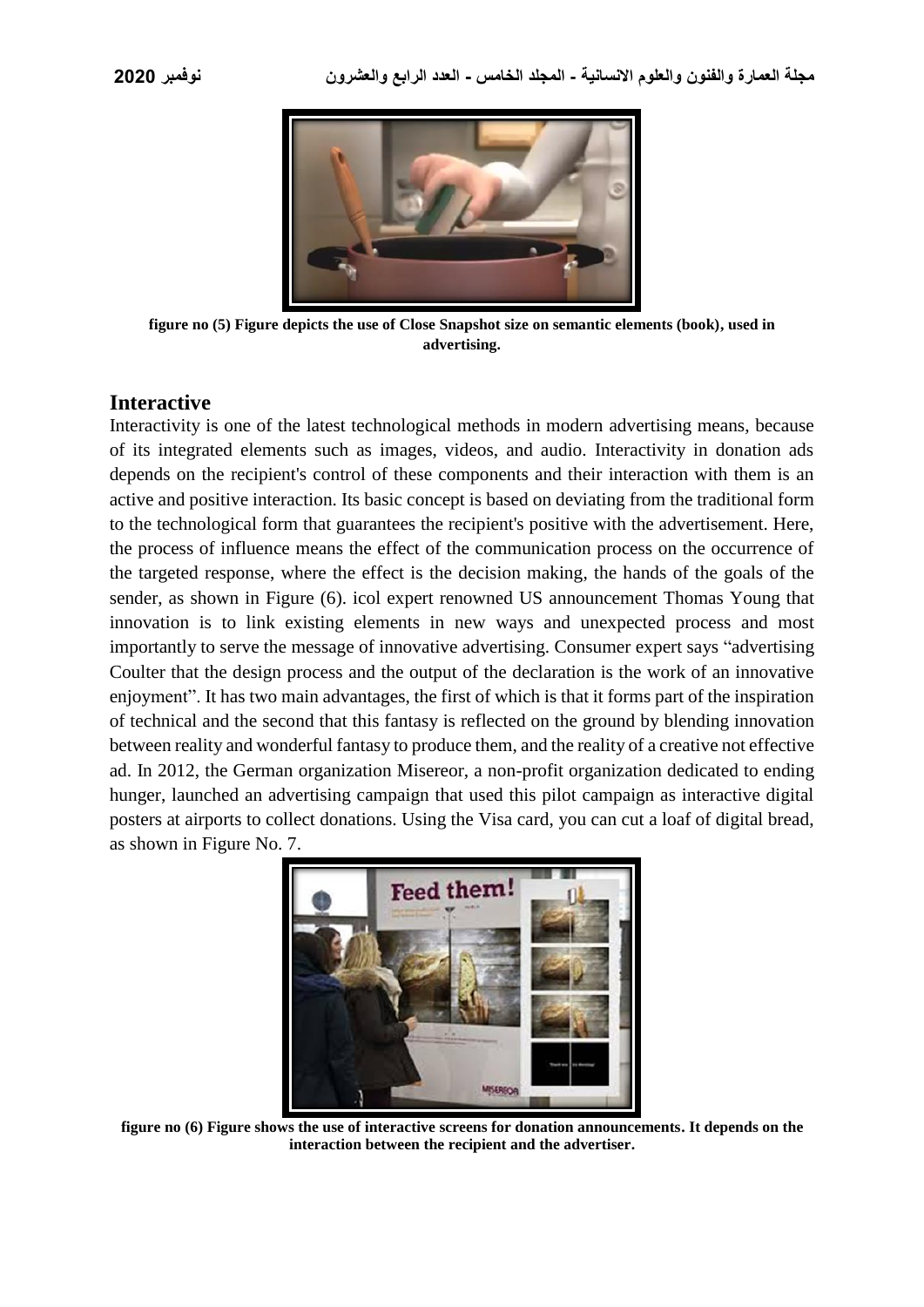figure no (5) Figure depicts the use of Close Snapshot size on semantic elements (book), used in advertising.

## Interactive

Interactivity is one of the latest technological methods in modern advertising means, because of its integrated elements such as images, videos, and audio. Interactivity in donation ads depends on the recipient's control of these components and their interaction with them is an active and positive interaction. Its basic concept is based on deviating from the traditional form to the technological form that guarantees the recipient's positive with the advertisement. Here, the process of influence means the effect of the communication process on the occurrence of the targeted response, where the effect is the decision making, the hands of the goals of the sender, as shown in Figure (6). icol expert renowned US announcement Thomas Young that innovation is to link existing elements in new ways and unexpected process and most importantly to serve the message of innovative advertising. Consumer expert says "advertising Coulter that the design process and the output of the declaration is the work of an innovative enjoyment". It has two main advantages, the first of which is that it forms part of the inspiration of technical and the second that this fantasy is reflected on the ground by blending innovation between reality and wonderful fantasy to produce them, and the reality of a creative not effective ad. In 2012, the German organization Misereor, a non-profit organization dedicated to ending hunger, launched an advertising campaign that used this pilot campaign as interactive digital posters at airports to collect donations. Using the Visa card, you can cut a loaf of digital bread, as shown in Figure No. 7.

figure no (6) Figure shows the use of interactive screens for donation announcements. It depends on the interaction between the recipient and the advertiser.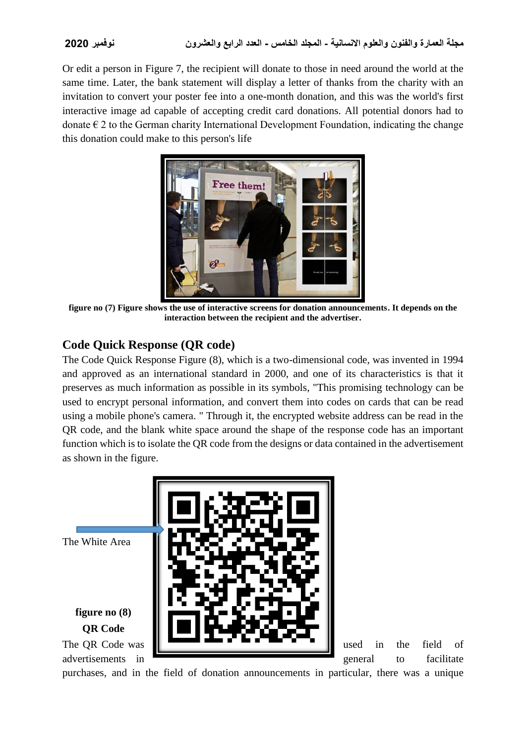Or edit a person in Figure 7, the recipient will donate to those in need around the world at the same time. Later, the bank statement will display a letter of thanks from the charity with an invitation to convert your poster fee into a one-month donation, and this was the world's first interactive image ad capable of accepting credit card donations. All potential donors had to donate € 2 to the German charity International Development Foundation, indicating the change this donation could make to this person's life

**figure no (7) Figure shows the use of interactive screens for donation announcements. It depends on the interaction between the recipient and the advertiser.**

## Code Quick Response (QR code)

The Code Quick Response Figure (8), which is a two-dimensional code, was invented in 1994 and approved as an international standard in 2000, and one of its characteristics is that it preserves as much information as possible in its symbols, "This promising technology can be used to encrypt personal information, and convert them into codes on cards that can be read using a mobile phone's camera. " Through it, the encrypted website address can be read in the QR code, and the blank white space around the shape of the response code has an important function which is to isolate the QR code from the designs or data contained in the advertisement as shown in the figure.

The White Area

**figure no (8) QR Code**

The QR Code was used in the field of advertisements in general to facilitate purchases, and in the field of donation announcements in particular, there was a unique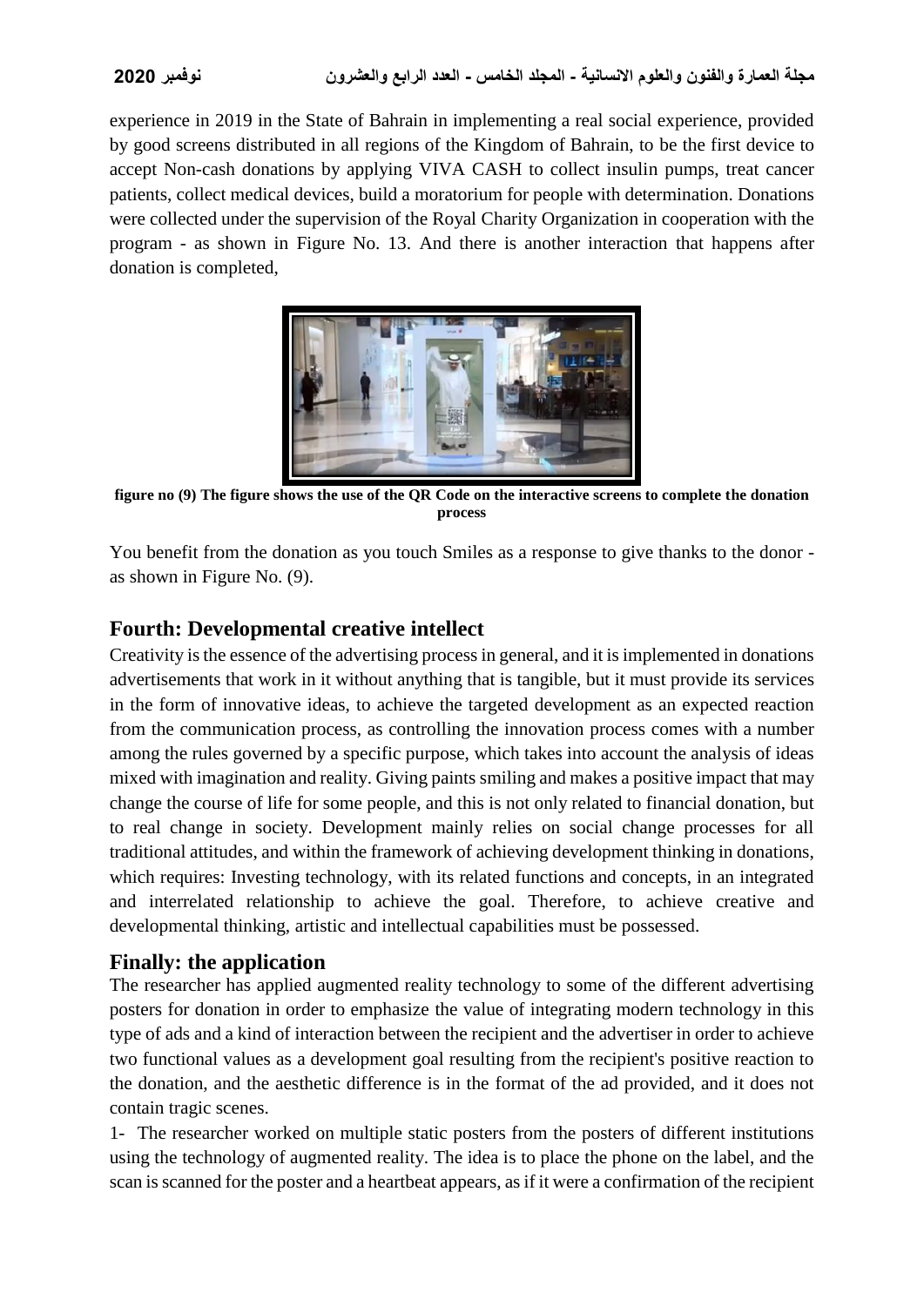experience in 2019 in the State of Bahrain in implementing a real social experience, provided by good screens distributed in all regions of the Kingdom of Bahrain, to be the first device to accept Non-cash donations by applying VIVA CASH to collect insulin pumps, treat cancer patients, collect medical devices, build a moratorium for people with determination. Donations were collected under the supervision of the Royal Charity Organization in cooperation with the program - as shown in Figure No. 13. And there is another interaction that happens after donation is completed,

**figure no (9) The figure shows the use of the QR Code on the interactive screens to complete the donation process**

You benefit from the donation as you touch Smiles as a response to give thanks to the donor - as shown in Figure No. (9).

## Fourth: Developmental creative intellect

Creativity is the essence of the advertising process in general, and it is implemented in donations advertisements that work in it without anything that is tangible, but it must provide its services in the form of innovative ideas, to achieve the targeted development as an expected reaction from the communication process, as controlling the innovation process comes with a number among the rules governed by a specific purpose, which takes into account the analysis of ideas mixed with imagination and reality. Giving paints smiling and makes a positive impact that may change the course of life for some people, and this is not only related to financial donation, but to real change in society. Development mainly relies on social change processes for all traditional attitudes, and within the framework of achieving development thinking in donations, which requires: Investing technology, with its related functions and concepts, in an integrated and interrelated relationship to achieve the goal. Therefore, to achieve creative and developmental thinking, artistic and intellectual capabilities must be possessed.

## Finally: the application

The researcher has applied augmented reality technology to some of the different advertising posters for donation in order to emphasize the value of integrating modern technology in this type of ads and a kind of interaction between the recipient and the advertiser in order to achieve two functional values as a development goal resulting from the recipient's positive reaction to the donation, and the aesthetic difference is in the format of the ad provided, and it does not contain tragic scenes.

1- The researcher worked on multiple static posters from the posters of different institutions using the technology of augmented reality. The idea is to place the phone on the label, and the scan is scanned for the poster and a heartbeat appears, as if it were a confirmation of the recipient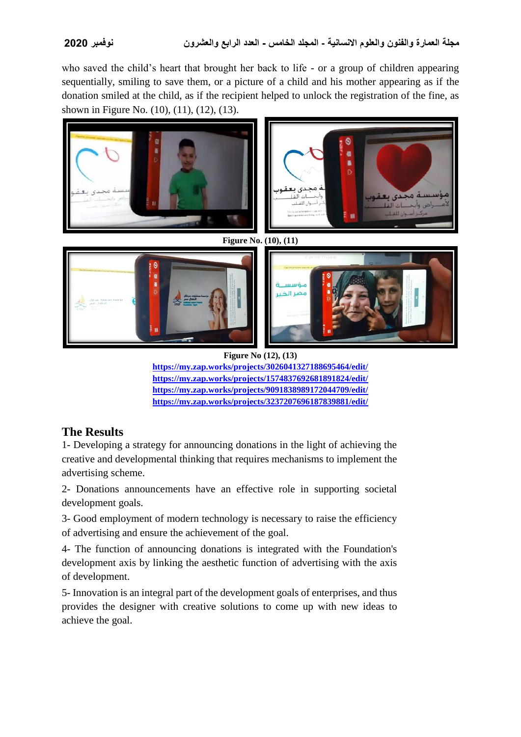who saved the child's heart that brought her back to life - or a group of children appearing sequentially, smiling to save them, or a picture of a child and his mother appearing as if the donation smiled at the child, as if the recipient helped to unlock the registration of the fine, as shown in Figure No. (10), (11), (12), (13).

**Figure No. (10), (11)**

**Figure No (12), (13)**

**https://my.zap.works/projects/3026041327188695464/edit/**
**https://my.zap.works/projects/1574837692681891824/edit/**
**https://my.zap.works/projects/9091838989172044709/edit/**
**https://my.zap.works/projects/3237207696187839881/edit/**

## The Results

1- Developing a strategy for announcing donations in the light of achieving the creative and developmental thinking that requires mechanisms to implement the advertising scheme.

2- Donations announcements have an effective role in supporting societal development goals.

3- Good employment of modern technology is necessary to raise the efficiency of advertising and ensure the achievement of the goal.

4- The function of announcing donations is integrated with the Foundation's development axis by linking the aesthetic function of advertising with the axis of development.

5- Innovation is an integral part of the development goals of enterprises, and thus provides the designer with creative solutions to come up with new ideas to achieve the goal.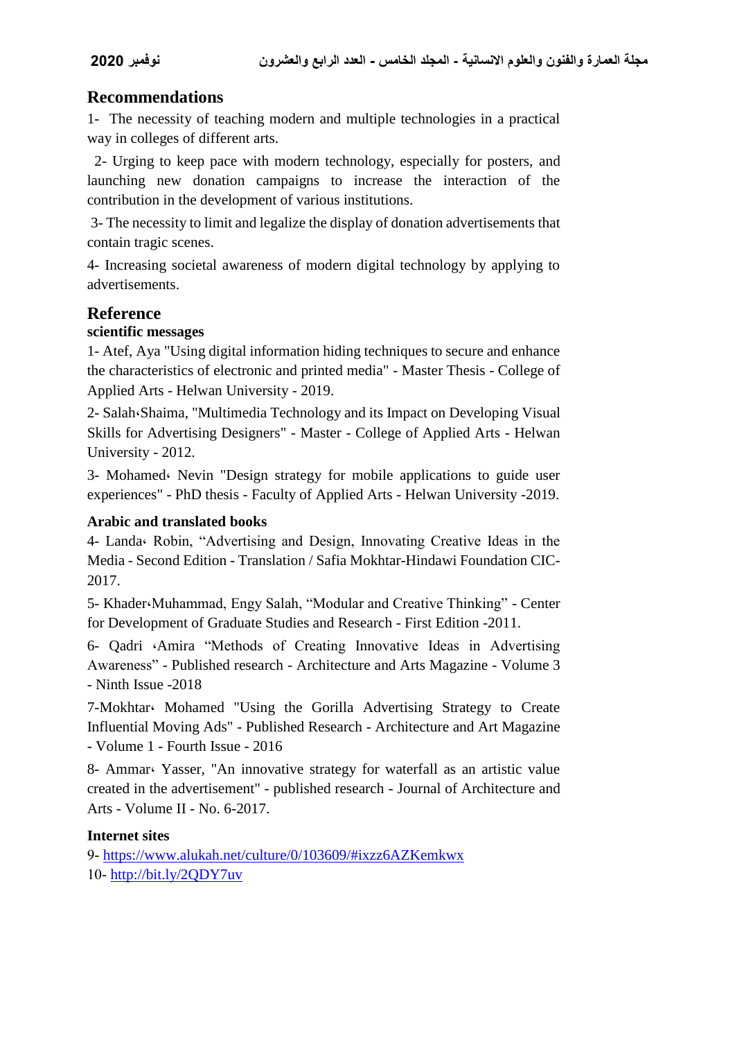## Recommendations

1- The necessity of teaching modern and multiple technologies in a practical way in colleges of different arts.

2- Urging to keep pace with modern technology, especially for posters, and launching new donation campaigns to increase the interaction of the contribution in the development of various institutions.

3- The necessity to limit and legalize the display of donation advertisements that contain tragic scenes.

4- Increasing societal awareness of modern digital technology by applying to advertisements.

## Reference

**scientific messages**

1- Atef, Aya "Using digital information hiding techniques to secure and enhance the characteristics of electronic and printed media" - Master Thesis - College of Applied Arts - Helwan University - 2019.

2- Salah،Shaima, "Multimedia Technology and its Impact on Developing Visual Skills for Advertising Designers" - Master - College of Applied Arts - Helwan University - 2012.

3- Mohamed، Nevin "Design strategy for mobile applications to guide user experiences" - PhD thesis - Faculty of Applied Arts - Helwan University -2019.

**Arabic and translated books**

4- Landa، Robin, "Advertising and Design, Innovating Creative Ideas in the Media - Second Edition - Translation / Safia Mokhtar-Hindawi Foundation CIC-2017.

5- Khader،Muhammad, Engy Salah, "Modular and Creative Thinking" - Center for Development of Graduate Studies and Research - First Edition -2011.

6- Qadri ،Amira "Methods of Creating Innovative Ideas in Advertising Awareness" - Published research - Architecture and Arts Magazine - Volume 3 - Ninth Issue -2018

7-Mokhtar، Mohamed "Using the Gorilla Advertising Strategy to Create Influential Moving Ads" - Published Research - Architecture and Art Magazine - Volume 1 - Fourth Issue - 2016

8- Ammar، Yasser, "An innovative strategy for waterfall as an artistic value created in the advertisement" - published research - Journal of Architecture and Arts - Volume II - No. 6-2017.

**Internet sites**

9- https://www.alukah.net/culture/0/103609/#ixzz6AZKemkwx

10- http://bit.ly/2QDY7uv